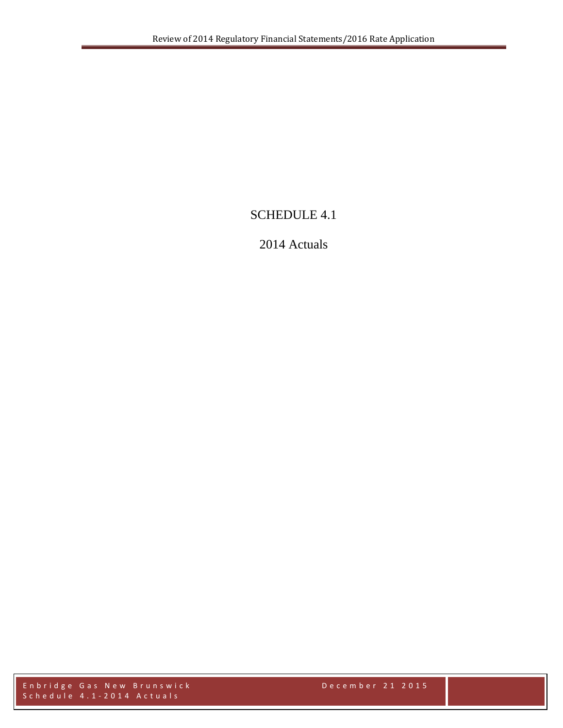# SCHEDULE 4.1

## 2014 Actuals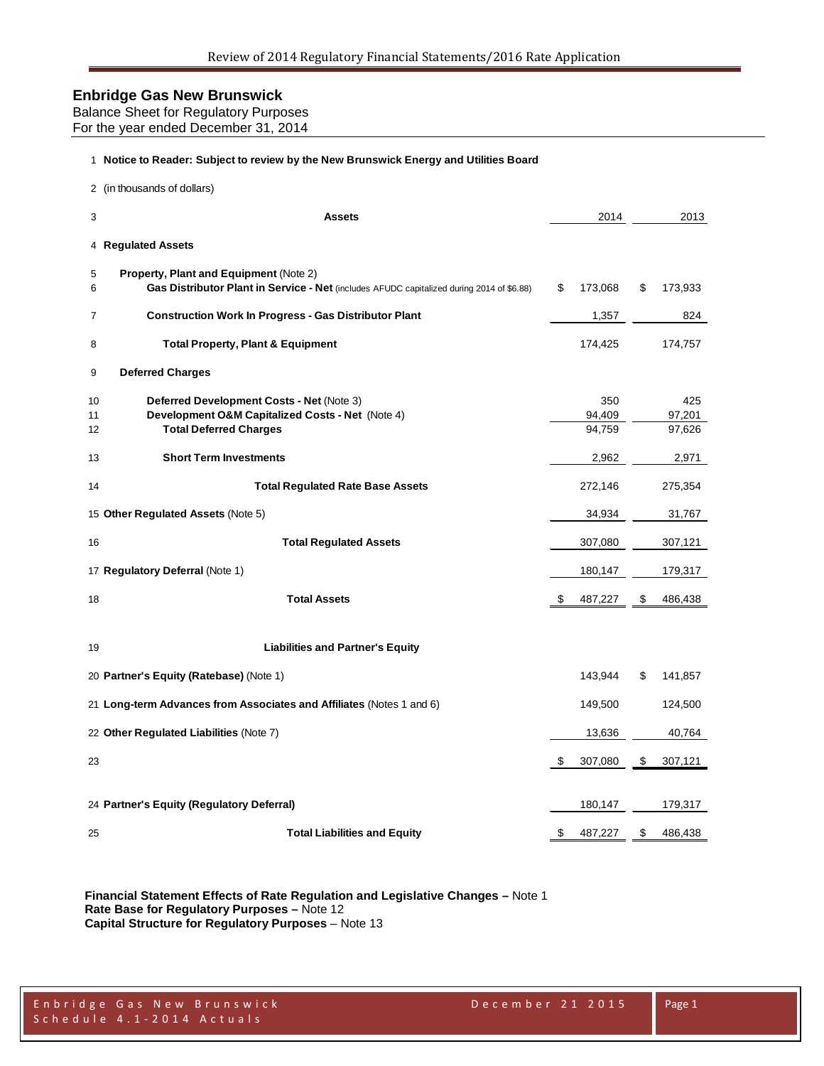## Enbridge Gas New Brunswick

Balance Sheet for Regulatory Purposes
For the year ended December 31, 2014

| | | 2014 | 2013 |
|---|---|---|---|
| 1 | **Notice to Reader: Subject to review by the New Brunswick Energy and Utilities Board** | | |
| 2 | (in thousands of dollars) | | |
| 3 | **Assets** | 2014 | 2013 |
| 4 | **Regulated Assets** | | |
| 5 | **Property, Plant and Equipment** (Note 2) | | |
| 6 | **Gas Distributor Plant in Service - Net** (includes AFUDC capitalized during 2014 of $6.88) | $ 173,068 | $ 173,933 |
| 7 | **Construction Work In Progress - Gas Distributor Plant** | 1,357 | 824 |
| 8 | **Total Property, Plant & Equipment** | 174,425 | 174,757 |
| 9 | **Deferred Charges** | | |
| 10 | **Deferred Development Costs - Net** (Note 3) | 350 | 425 |
| 11 | **Development O&M Capitalized Costs - Net** (Note 4) | 94,409 | 97,201 |
| 12 | **Total Deferred Charges** | 94,759 | 97,626 |
| 13 | **Short Term Investments** | 2,962 | 2,971 |
| 14 | **Total Regulated Rate Base Assets** | 272,146 | 275,354 |
| 15 | **Other Regulated Assets** (Note 5) | 34,934 | 31,767 |
| 16 | **Total Regulated Assets** | 307,080 | 307,121 |
| 17 | **Regulatory Deferral** (Note 1) | 180,147 | 179,317 |
| 18 | **Total Assets** | $ 487,227 | $ 486,438 |
| 19 | **Liabilities and Partner's Equity** | | |
| 20 | **Partner's Equity (Ratebase)** (Note 1) | 143,944 | $ 141,857 |
| 21 | **Long-term Advances from Associates and Affiliates** (Notes 1 and 6) | 149,500 | 124,500 |
| 22 | **Other Regulated Liabilities** (Note 7) | 13,636 | 40,764 |
| 23 | | $ 307,080 | $ 307,121 |
| 24 | **Partner's Equity (Regulatory Deferral)** | 180,147 | 179,317 |
| 25 | **Total Liabilities and Equity** | $ 487,227 | $ 486,438 |

**Financial Statement Effects of Rate Regulation and Legislative Changes –** Note 1
**Rate Base for Regulatory Purposes –** Note 12
**Capital Structure for Regulatory Purposes** – Note 13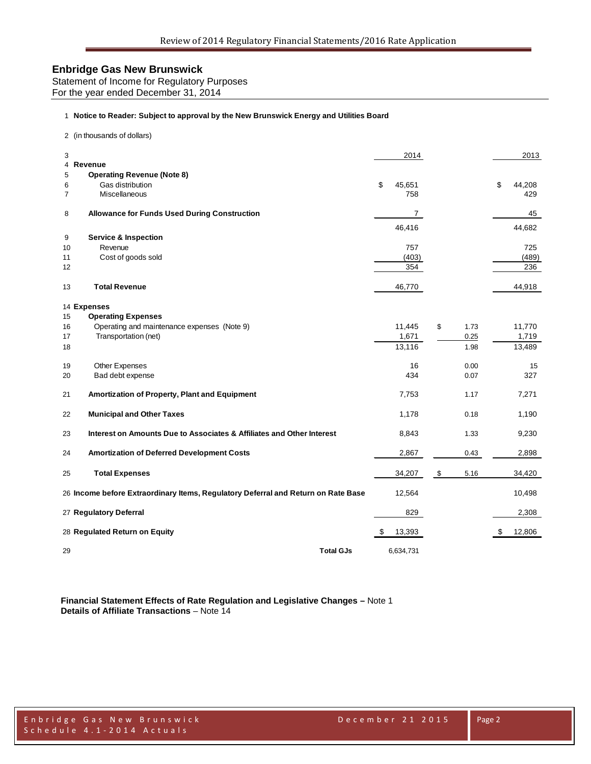# Enbridge Gas New Brunswick

Statement of Income for Regulatory Purposes
For the year ended December 31, 2014

1 **Notice to Reader: Subject to approval by the New Brunswick Energy and Utilities Board**

2 (in thousands of dollars)

| Line | | 2014 | | 2013 |
|---|---|---|---|---|
| 4 | **Revenue** | | | |
| 5 | **Operating Revenue (Note 8)** | | | |
| 6 | Gas distribution | $ 45,651 | | $ 44,208 |
| 7 | Miscellaneous | 758 | | 429 |
| 8 | **Allowance for Funds Used During Construction** | 7 | | 45 |
| | | 46,416 | | 44,682 |
| 9 | **Service & Inspection** | | | |
| 10 | Revenue | 757 | | 725 |
| 11 | Cost of goods sold | (403) | | (489) |
| 12 | | 354 | | 236 |
| 13 | **Total Revenue** | 46,770 | | 44,918 |
| 14 | **Expenses** | | | |
| 15 | **Operating Expenses** | | | |
| 16 | Operating and maintenance expenses (Note 9) | 11,445 | $ 1.73 | 11,770 |
| 17 | Transportation (net) | 1,671 | 0.25 | 1,719 |
| 18 | | 13,116 | 1.98 | 13,489 |
| 19 | Other Expenses | 16 | 0.00 | 15 |
| 20 | Bad debt expense | 434 | 0.07 | 327 |
| 21 | **Amortization of Property, Plant and Equipment** | 7,753 | 1.17 | 7,271 |
| 22 | **Municipal and Other Taxes** | 1,178 | 0.18 | 1,190 |
| 23 | **Interest on Amounts Due to Associates & Affiliates and Other Interest** | 8,843 | 1.33 | 9,230 |
| 24 | **Amortization of Deferred Development Costs** | 2,867 | 0.43 | 2,898 |
| 25 | **Total Expenses** | 34,207 | $ 5.16 | 34,420 |
| 26 | **Income before Extraordinary Items, Regulatory Deferral and Return on Rate Base** | 12,564 | | 10,498 |
| 27 | **Regulatory Deferral** | 829 | | 2,308 |
| 28 | **Regulated Return on Equity** | $ 13,393 | | $ 12,806 |
| 29 | **Total GJs** | 6,634,731 | | |

**Financial Statement Effects of Rate Regulation and Legislative Changes –** Note 1
**Details of Affiliate Transactions** – Note 14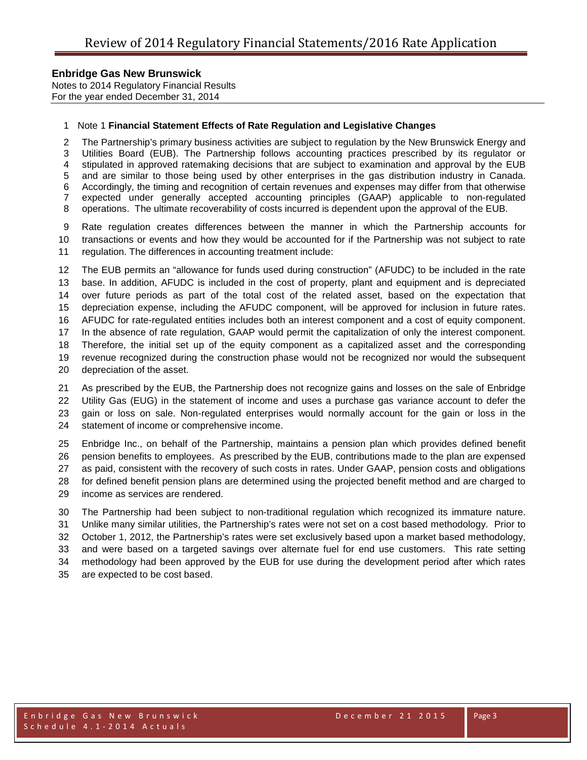**Enbridge Gas New Brunswick**
Notes to 2014 Regulatory Financial Results
For the year ended December 31, 2014

Note 1 **Financial Statement Effects of Rate Regulation and Legislative Changes**

The Partnership's primary business activities are subject to regulation by the New Brunswick Energy and Utilities Board (EUB). The Partnership follows accounting practices prescribed by its regulator or stipulated in approved ratemaking decisions that are subject to examination and approval by the EUB and are similar to those being used by other enterprises in the gas distribution industry in Canada. Accordingly, the timing and recognition of certain revenues and expenses may differ from that otherwise expected under generally accepted accounting principles (GAAP) applicable to non-regulated operations. The ultimate recoverability of costs incurred is dependent upon the approval of the EUB.

Rate regulation creates differences between the manner in which the Partnership accounts for transactions or events and how they would be accounted for if the Partnership was not subject to rate regulation. The differences in accounting treatment include:

The EUB permits an "allowance for funds used during construction" (AFUDC) to be included in the rate base. In addition, AFUDC is included in the cost of property, plant and equipment and is depreciated over future periods as part of the total cost of the related asset, based on the expectation that depreciation expense, including the AFUDC component, will be approved for inclusion in future rates. AFUDC for rate-regulated entities includes both an interest component and a cost of equity component. In the absence of rate regulation, GAAP would permit the capitalization of only the interest component. Therefore, the initial set up of the equity component as a capitalized asset and the corresponding revenue recognized during the construction phase would not be recognized nor would the subsequent depreciation of the asset.

As prescribed by the EUB, the Partnership does not recognize gains and losses on the sale of Enbridge Utility Gas (EUG) in the statement of income and uses a purchase gas variance account to defer the gain or loss on sale. Non-regulated enterprises would normally account for the gain or loss in the statement of income or comprehensive income.

Enbridge Inc., on behalf of the Partnership, maintains a pension plan which provides defined benefit pension benefits to employees. As prescribed by the EUB, contributions made to the plan are expensed as paid, consistent with the recovery of such costs in rates. Under GAAP, pension costs and obligations for defined benefit pension plans are determined using the projected benefit method and are charged to income as services are rendered.

The Partnership had been subject to non-traditional regulation which recognized its immature nature. Unlike many similar utilities, the Partnership's rates were not set on a cost based methodology. Prior to October 1, 2012, the Partnership's rates were set exclusively based upon a market based methodology, and were based on a targeted savings over alternate fuel for end use customers. This rate setting methodology had been approved by the EUB for use during the development period after which rates are expected to be cost based.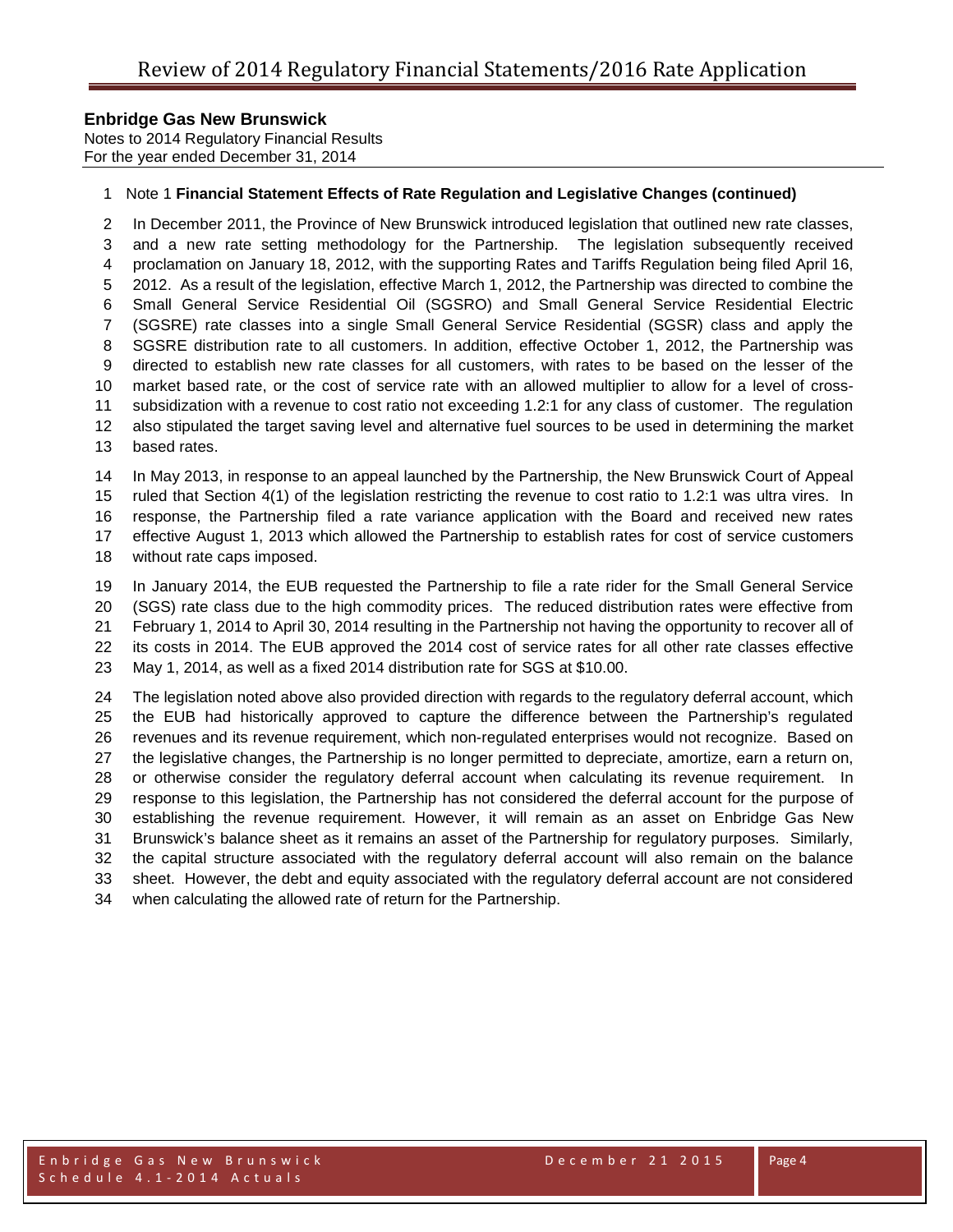**Enbridge Gas New Brunswick**
Notes to 2014 Regulatory Financial Results
For the year ended December 31, 2014

Note 1 **Financial Statement Effects of Rate Regulation and Legislative Changes (continued)**

In December 2011, the Province of New Brunswick introduced legislation that outlined new rate classes, and a new rate setting methodology for the Partnership. The legislation subsequently received proclamation on January 18, 2012, with the supporting Rates and Tariffs Regulation being filed April 16, 2012. As a result of the legislation, effective March 1, 2012, the Partnership was directed to combine the Small General Service Residential Oil (SGSRO) and Small General Service Residential Electric (SGSRE) rate classes into a single Small General Service Residential (SGSR) class and apply the SGSRE distribution rate to all customers. In addition, effective October 1, 2012, the Partnership was directed to establish new rate classes for all customers, with rates to be based on the lesser of the market based rate, or the cost of service rate with an allowed multiplier to allow for a level of cross-subsidization with a revenue to cost ratio not exceeding 1.2:1 for any class of customer. The regulation also stipulated the target saving level and alternative fuel sources to be used in determining the market based rates.

In May 2013, in response to an appeal launched by the Partnership, the New Brunswick Court of Appeal ruled that Section 4(1) of the legislation restricting the revenue to cost ratio to 1.2:1 was ultra vires. In response, the Partnership filed a rate variance application with the Board and received new rates effective August 1, 2013 which allowed the Partnership to establish rates for cost of service customers without rate caps imposed.

In January 2014, the EUB requested the Partnership to file a rate rider for the Small General Service (SGS) rate class due to the high commodity prices. The reduced distribution rates were effective from February 1, 2014 to April 30, 2014 resulting in the Partnership not having the opportunity to recover all of its costs in 2014. The EUB approved the 2014 cost of service rates for all other rate classes effective May 1, 2014, as well as a fixed 2014 distribution rate for SGS at $10.00.

The legislation noted above also provided direction with regards to the regulatory deferral account, which the EUB had historically approved to capture the difference between the Partnership's regulated revenues and its revenue requirement, which non-regulated enterprises would not recognize. Based on the legislative changes, the Partnership is no longer permitted to depreciate, amortize, earn a return on, or otherwise consider the regulatory deferral account when calculating its revenue requirement. In response to this legislation, the Partnership has not considered the deferral account for the purpose of establishing the revenue requirement. However, it will remain as an asset on Enbridge Gas New Brunswick's balance sheet as it remains an asset of the Partnership for regulatory purposes. Similarly, the capital structure associated with the regulatory deferral account will also remain on the balance sheet. However, the debt and equity associated with the regulatory deferral account are not considered when calculating the allowed rate of return for the Partnership.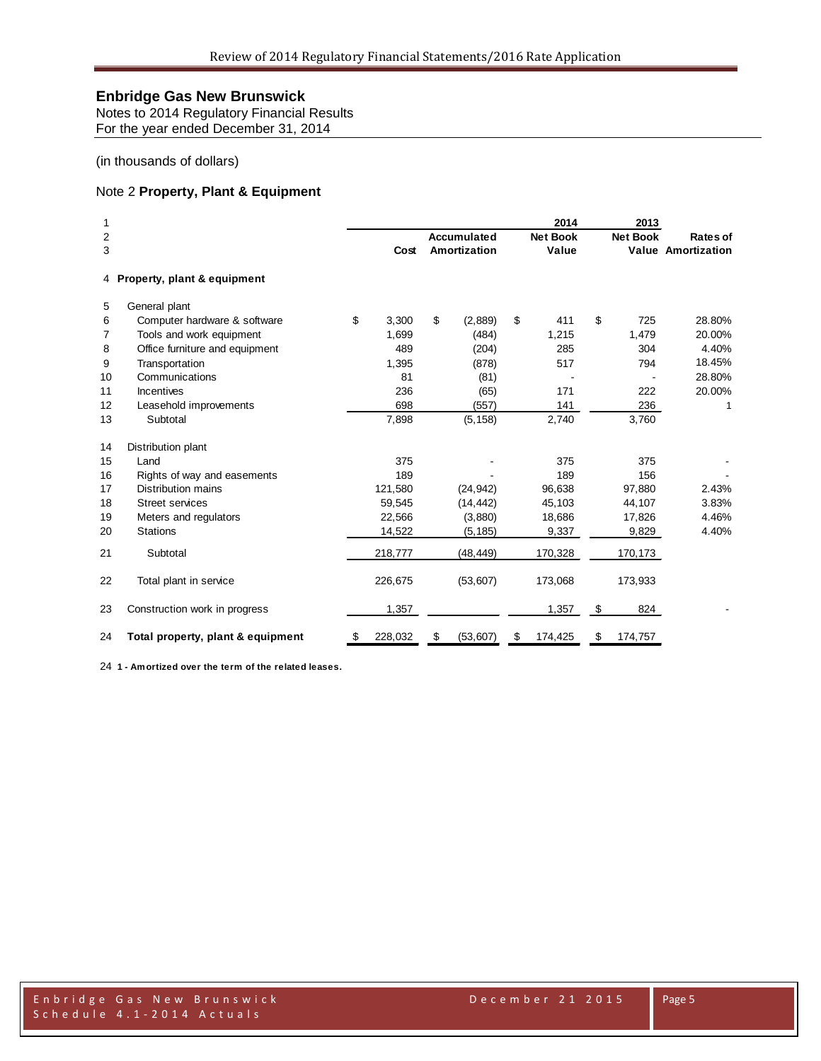**Enbridge Gas New Brunswick**
Notes to 2014 Regulatory Financial Results
For the year ended December 31, 2014

(in thousands of dollars)

Note 2 **Property, Plant & Equipment**

| Line | | Cost | Accumulated Amortization | 2014 Net Book Value | 2013 Net Book Value | Rates of Amortization |
|---|---|---|---|---|---|---|
| 4 | **Property, plant & equipment** | | | | | |
| 5 | General plant | | | | | |
| 6 | Computer hardware & software | $ 3,300 | $ (2,889) | $ 411 | $ 725 | 28.80% |
| 7 | Tools and work equipment | 1,699 | (484) | 1,215 | 1,479 | 20.00% |
| 8 | Office furniture and equipment | 489 | (204) | 285 | 304 | 4.40% |
| 9 | Transportation | 1,395 | (878) | 517 | 794 | 18.45% |
| 10 | Communications | 81 | (81) | - | - | 28.80% |
| 11 | Incentives | 236 | (65) | 171 | 222 | 20.00% |
| 12 | Leasehold improvements | 698 | (557) | 141 | 236 | 1 |
| 13 | Subtotal | 7,898 | (5,158) | 2,740 | 3,760 | |
| 14 | Distribution plant | | | | | |
| 15 | Land | 375 | - | 375 | 375 | - |
| 16 | Rights of way and easements | 189 | - | 189 | 156 | - |
| 17 | Distribution mains | 121,580 | (24,942) | 96,638 | 97,880 | 2.43% |
| 18 | Street services | 59,545 | (14,442) | 45,103 | 44,107 | 3.83% |
| 19 | Meters and regulators | 22,566 | (3,880) | 18,686 | 17,826 | 4.46% |
| 20 | Stations | 14,522 | (5,185) | 9,337 | 9,829 | 4.40% |
| 21 | Subtotal | 218,777 | (48,449) | 170,328 | 170,173 | |
| 22 | Total plant in service | 226,675 | (53,607) | 173,068 | 173,933 | |
| 23 | Construction work in progress | 1,357 | | 1,357 | $ 824 | - |
| 24 | **Total property, plant & equipment** | $ 228,032 | $ (53,607) | $ 174,425 | $ 174,757 | |

24 **1 - Amortized over the term of the related leases.**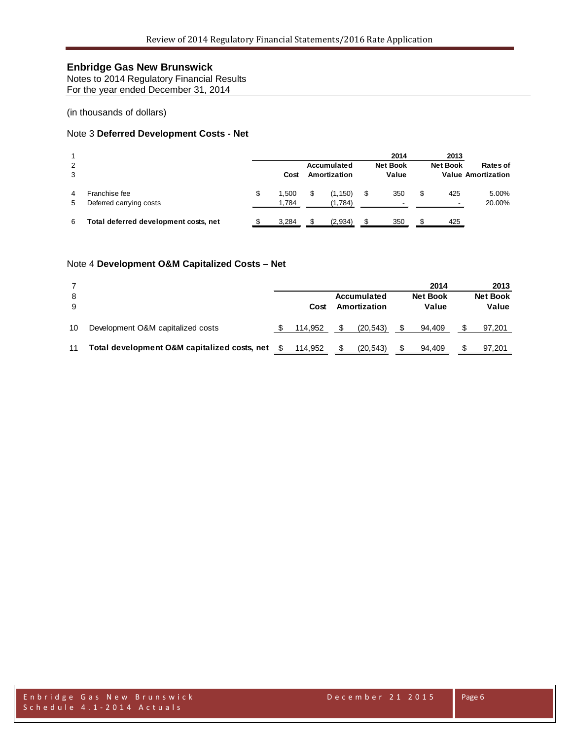**Enbridge Gas New Brunswick**
Notes to 2014 Regulatory Financial Results
For the year ended December 31, 2014

(in thousands of dollars)

## Note 3 **Deferred Development Costs - Net**

| | | Cost | Accumulated Amortization | 2014 Net Book Value | 2013 Net Book Value | Rates of Amortization |
|---|---|---|---|---|---|---|
| 1 | | | | | | |
| 2 | | | | | | |
| 3 | | | | | | |
| 4 | Franchise fee | $ 1,500 | $ (1,150) | $ 350 | $ 425 | 5.00% |
| 5 | Deferred carrying costs | 1,784 | (1,784) | - | - | 20.00% |
| 6 | **Total deferred development costs, net** | $ 3,284 | $ (2,934) | $ 350 | $ 425 | |

## Note 4 **Development O&M Capitalized Costs – Net**

| | | Cost | Accumulated Amortization | 2014 Net Book Value | 2013 Net Book Value |
|---|---|---|---|---|---|
| 7 | | | | | |
| 8 | | | | | |
| 9 | | | | | |
| 10 | Development O&M capitalized costs | $ 114,952 | $ (20,543) | $ 94,409 | $ 97,201 |
| 11 | **Total development O&M capitalized costs, net** | $ 114,952 | $ (20,543) | $ 94,409 | $ 97,201 |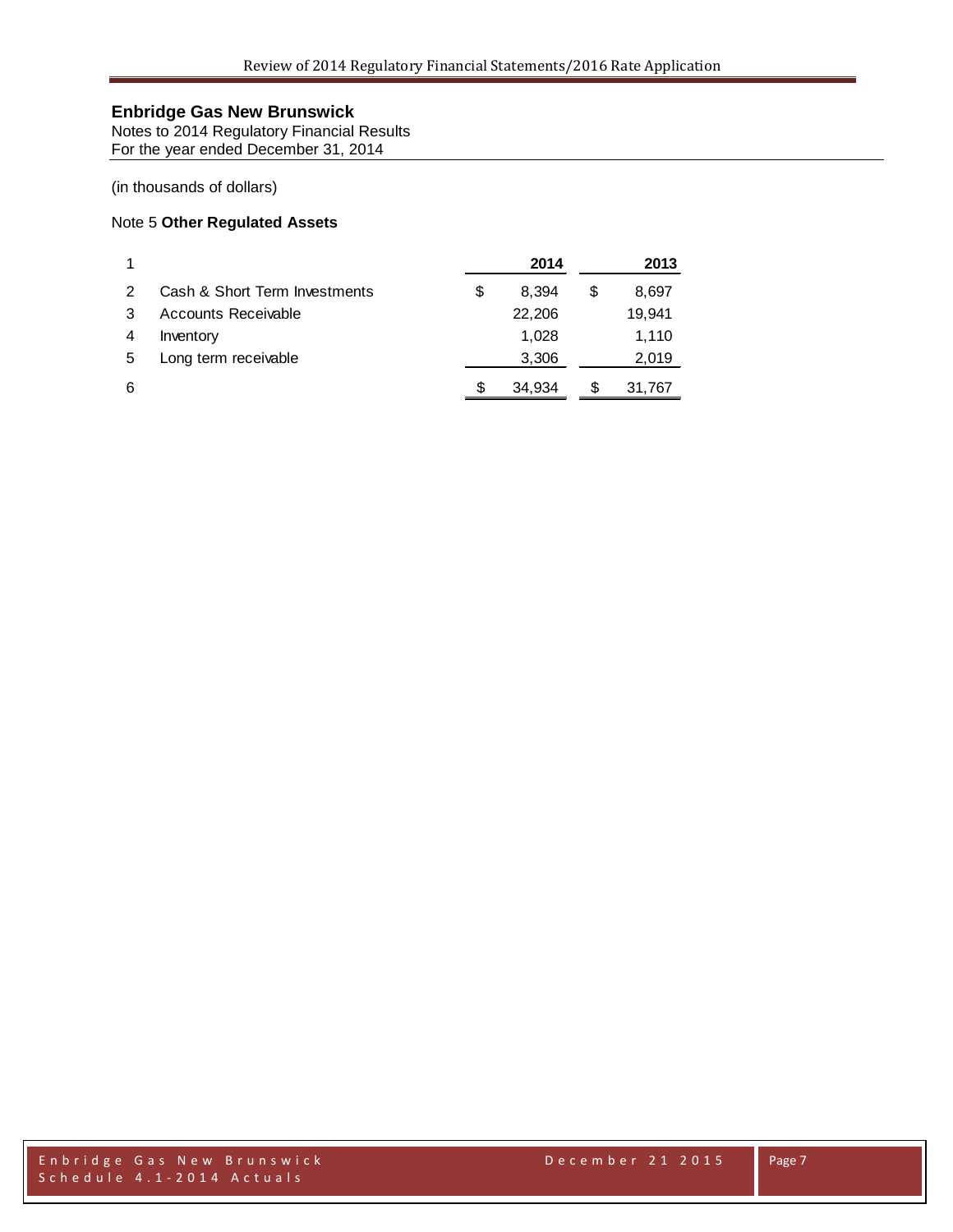**Enbridge Gas New Brunswick**
Notes to 2014 Regulatory Financial Results
For the year ended December 31, 2014

(in thousands of dollars)

Note 5 **Other Regulated Assets**

| 1 | | **2014** | **2013** |
|---|---|---|---|
| 2 | Cash & Short Term Investments | $ 8,394 | $ 8,697 |
| 3 | Accounts Receivable | 22,206 | 19,941 |
| 4 | Inventory | 1,028 | 1,110 |
| 5 | Long term receivable | 3,306 | 2,019 |
| 6 | | $ 34,934 | $ 31,767 |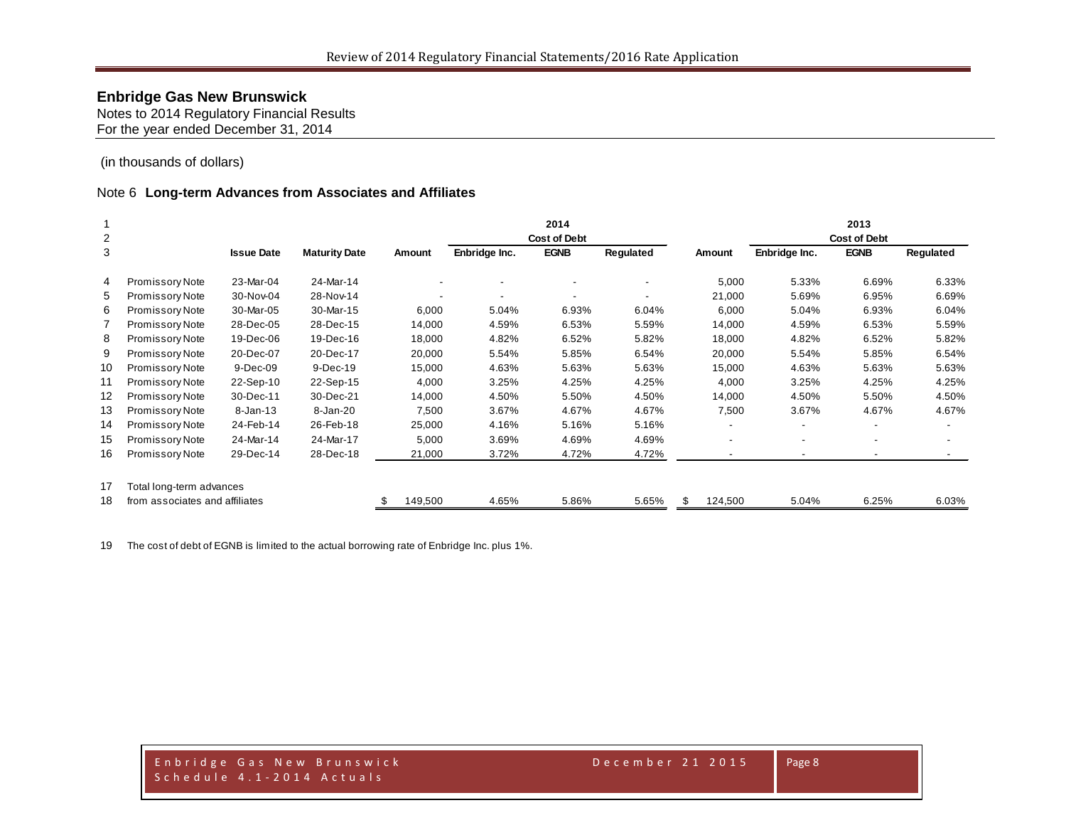**Enbridge Gas New Brunswick**
Notes to 2014 Regulatory Financial Results
For the year ended December 31, 2014

(in thousands of dollars)

Note 6 **Long-term Advances from Associates and Affiliates**

| 1 | | | | 2014 | | | | 2013 | | | |
|---|---|---|---|---|---|---|---|---|---|---|---|
| 2 | | | | | Cost of Debt | | | | Cost of Debt | | |
| 3 | | Issue Date | Maturity Date | Amount | Enbridge Inc. | EGNB | Regulated | Amount | Enbridge Inc. | EGNB | Regulated |
| 4 | Promissory Note | 23-Mar-04 | 24-Mar-14 | - | - | - | - | 5,000 | 5.33% | 6.69% | 6.33% |
| 5 | Promissory Note | 30-Nov-04 | 28-Nov-14 | - | - | - | - | 21,000 | 5.69% | 6.95% | 6.69% |
| 6 | Promissory Note | 30-Mar-05 | 30-Mar-15 | 6,000 | 5.04% | 6.93% | 6.04% | 6,000 | 5.04% | 6.93% | 6.04% |
| 7 | Promissory Note | 28-Dec-05 | 28-Dec-15 | 14,000 | 4.59% | 6.53% | 5.59% | 14,000 | 4.59% | 6.53% | 5.59% |
| 8 | Promissory Note | 19-Dec-06 | 19-Dec-16 | 18,000 | 4.82% | 6.52% | 5.82% | 18,000 | 4.82% | 6.52% | 5.82% |
| 9 | Promissory Note | 20-Dec-07 | 20-Dec-17 | 20,000 | 5.54% | 5.85% | 6.54% | 20,000 | 5.54% | 5.85% | 6.54% |
| 10 | Promissory Note | 9-Dec-09 | 9-Dec-19 | 15,000 | 4.63% | 5.63% | 5.63% | 15,000 | 4.63% | 5.63% | 5.63% |
| 11 | Promissory Note | 22-Sep-10 | 22-Sep-15 | 4,000 | 3.25% | 4.25% | 4.25% | 4,000 | 3.25% | 4.25% | 4.25% |
| 12 | Promissory Note | 30-Dec-11 | 30-Dec-21 | 14,000 | 4.50% | 5.50% | 4.50% | 14,000 | 4.50% | 5.50% | 4.50% |
| 13 | Promissory Note | 8-Jan-13 | 8-Jan-20 | 7,500 | 3.67% | 4.67% | 4.67% | 7,500 | 3.67% | 4.67% | 4.67% |
| 14 | Promissory Note | 24-Feb-14 | 26-Feb-18 | 25,000 | 4.16% | 5.16% | 5.16% | - | - | - | - |
| 15 | Promissory Note | 24-Mar-14 | 24-Mar-17 | 5,000 | 3.69% | 4.69% | 4.69% | - | - | - | - |
| 16 | Promissory Note | 29-Dec-14 | 28-Dec-18 | 21,000 | 3.72% | 4.72% | 4.72% | - | - | - | - |
| 17 | Total long-term advances | | | | | | | | | | |
| 18 | from associates and affiliates | | | $ 149,500 | 4.65% | 5.86% | 5.65% | $ 124,500 | 5.04% | 6.25% | 6.03% |

19 The cost of debt of EGNB is limited to the actual borrowing rate of Enbridge Inc. plus 1%.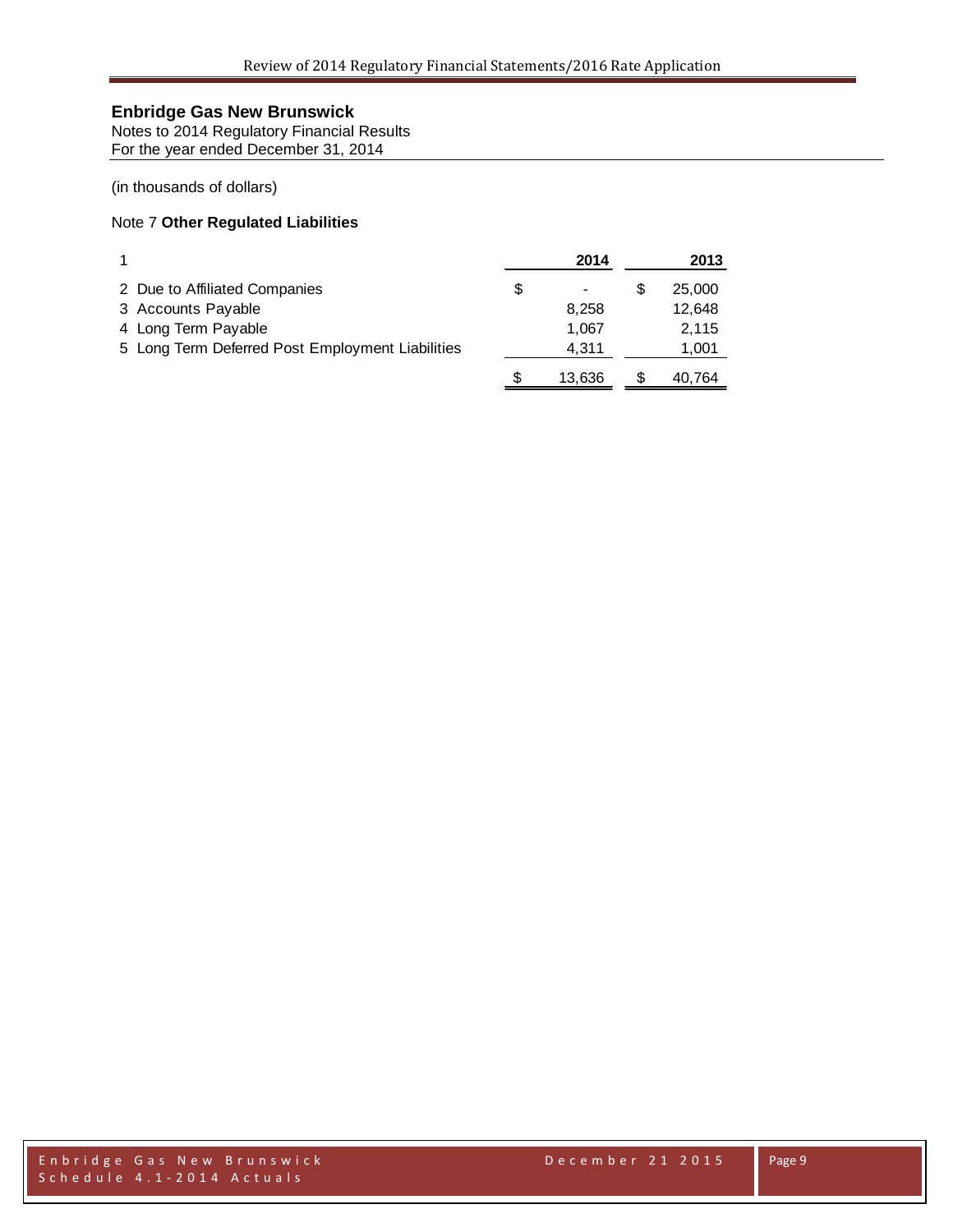**Enbridge Gas New Brunswick**
Notes to 2014 Regulatory Financial Results
For the year ended December 31, 2014

(in thousands of dollars)

Note 7 **Other Regulated Liabilities**

| 1 | | 2014 | | 2013 |
|---|---|---|---|---|
| 2 Due to Affiliated Companies | $ | - | $ | 25,000 |
| 3 Accounts Payable | | 8,258 | | 12,648 |
| 4 Long Term Payable | | 1,067 | | 2,115 |
| 5 Long Term Deferred Post Employment Liabilities | | 4,311 | | 1,001 |
| | $ | 13,636 | $ | 40,764 |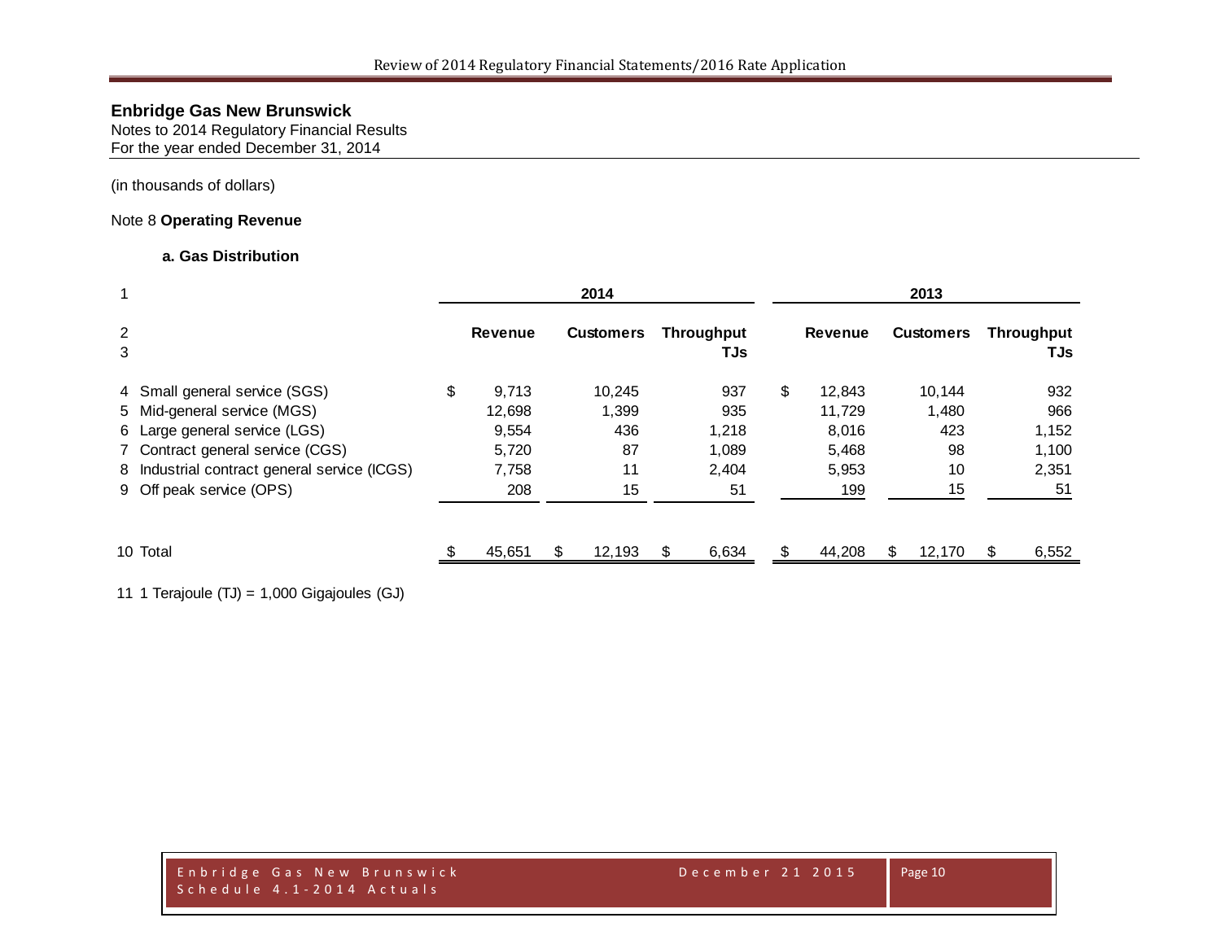**Enbridge Gas New Brunswick**
Notes to 2014 Regulatory Financial Results
For the year ended December 31, 2014

(in thousands of dollars)

Note 8 **Operating Revenue**

**a. Gas Distribution**

| 1 | | 2014 | | | 2013 | | |
|---|---|---|---|---|---|---|---|
| 2<br>3 | | **Revenue** | **Customers** | **Throughput TJs** | **Revenue** | **Customers** | **Throughput TJs** |
| 4 | Small general service (SGS) | $ 9,713 | 10,245 | 937 | $ 12,843 | 10,144 | 932 |
| 5 | Mid-general service (MGS) | 12,698 | 1,399 | 935 | 11,729 | 1,480 | 966 |
| 6 | Large general service (LGS) | 9,554 | 436 | 1,218 | 8,016 | 423 | 1,152 |
| 7 | Contract general service (CGS) | 5,720 | 87 | 1,089 | 5,468 | 98 | 1,100 |
| 8 | Industrial contract general service (ICGS) | 7,758 | 11 | 2,404 | 5,953 | 10 | 2,351 |
| 9 | Off peak service (OPS) | 208 | 15 | 51 | 199 | 15 | 51 |
| 10 | Total | $ 45,651 | $ 12,193 | $ 6,634 | $ 44,208 | $ 12,170 | $ 6,552 |

11 1 Terajoule (TJ) = 1,000 Gigajoules (GJ)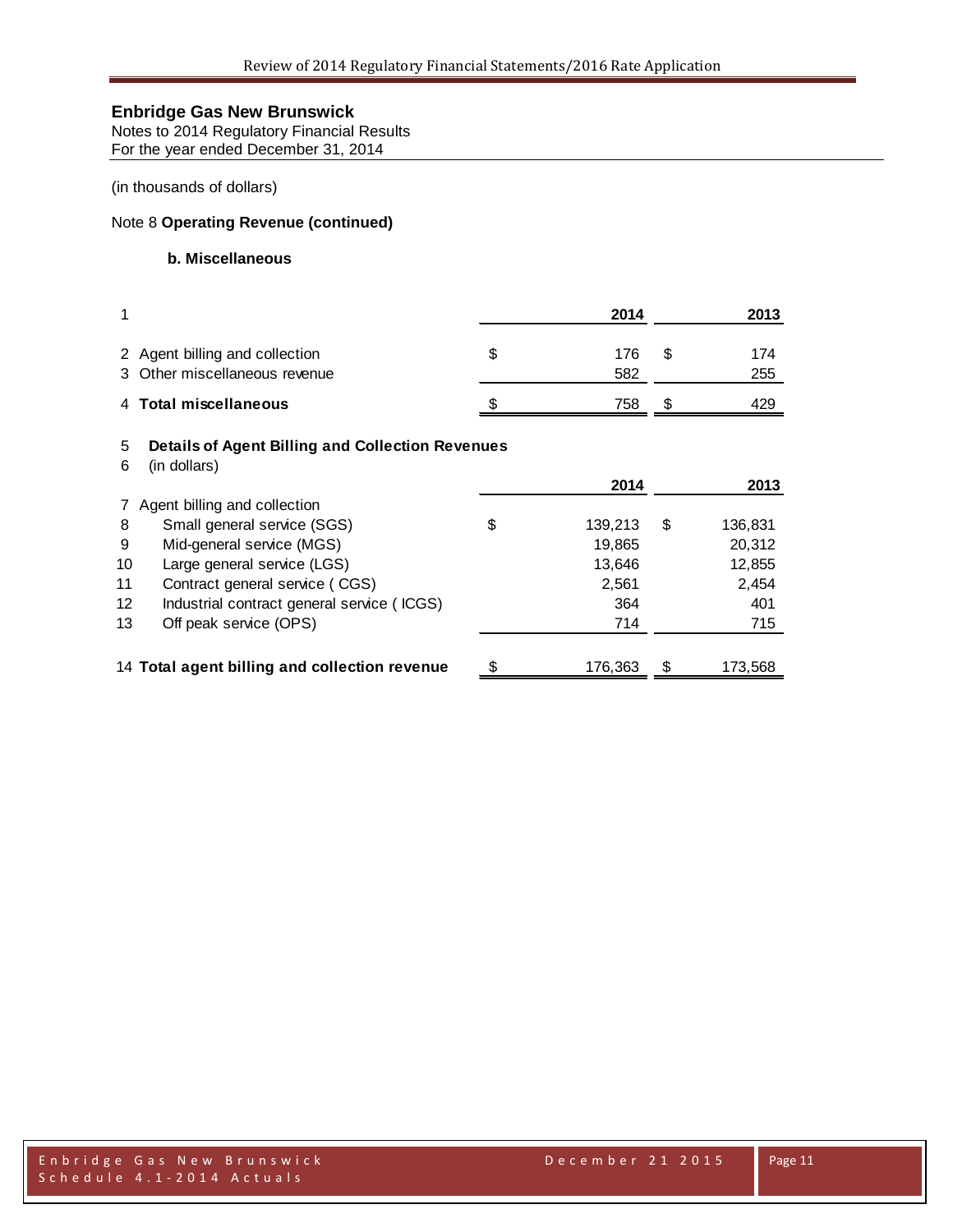**Enbridge Gas New Brunswick**
Notes to 2014 Regulatory Financial Results
For the year ended December 31, 2014

(in thousands of dollars)

Note 8 **Operating Revenue (continued)**

**b. Miscellaneous**

| 1 | | | 2014 | | 2013 |
|---|---|---|---|---|---|
| 2 | Agent billing and collection | $ | 176 | $ | 174 |
| 3 | Other miscellaneous revenue | | 582 | | 255 |
| 4 | **Total miscellaneous** | $ | 758 | $ | 429 |

5 **Details of Agent Billing and Collection Revenues**
6 (in dollars)

| | | | 2014 | | 2013 |
|---|---|---|---|---|---|
| 7 | Agent billing and collection | | | | |
| 8 | Small general service (SGS) | $ | 139,213 | $ | 136,831 |
| 9 | Mid-general service (MGS) | | 19,865 | | 20,312 |
| 10 | Large general service (LGS) | | 13,646 | | 12,855 |
| 11 | Contract general service ( CGS) | | 2,561 | | 2,454 |
| 12 | Industrial contract general service ( ICGS) | | 364 | | 401 |
| 13 | Off peak service (OPS) | | 714 | | 715 |
| 14 | **Total agent billing and collection revenue** | $ | 176,363 | $ | 173,568 |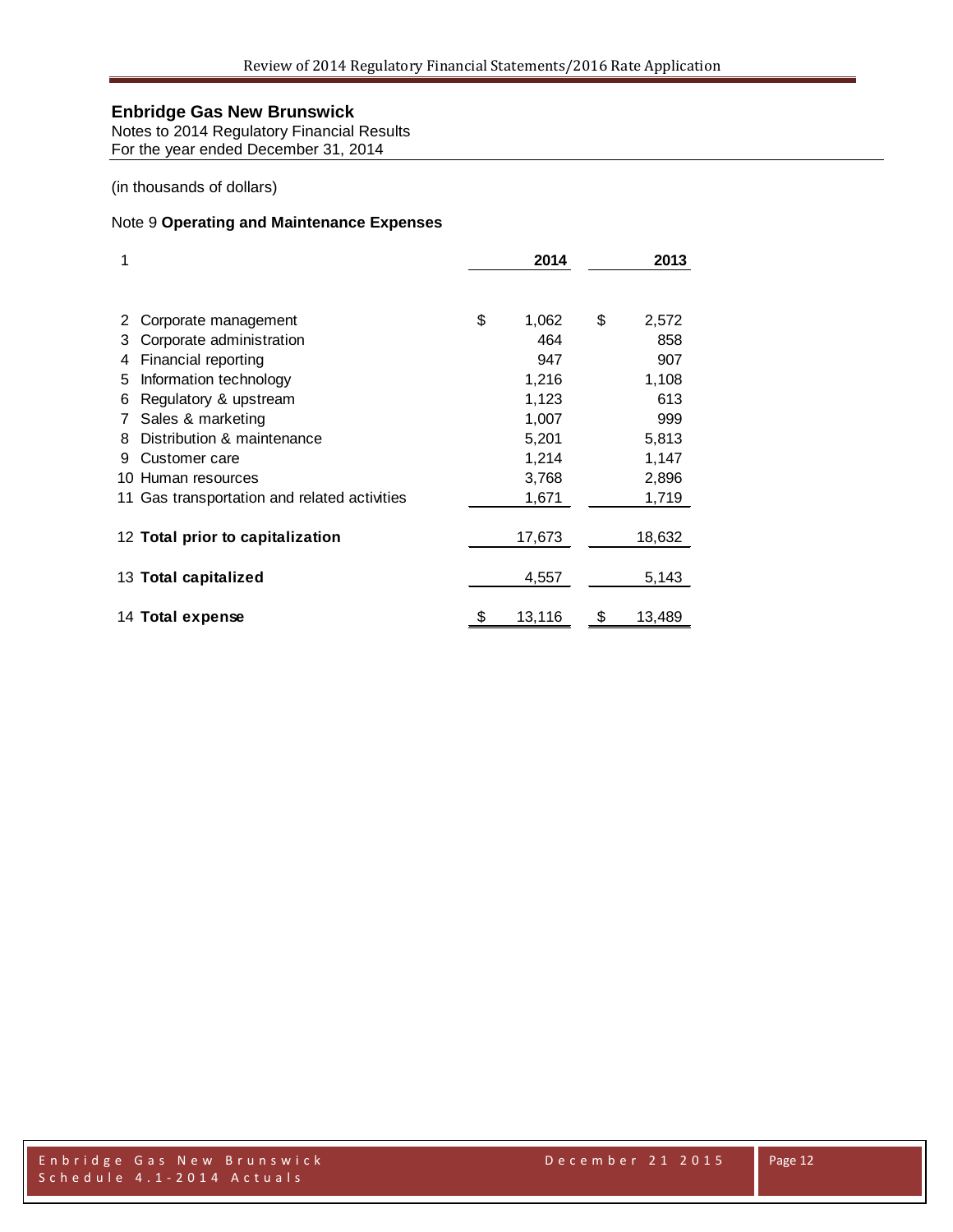**Enbridge Gas New Brunswick**
Notes to 2014 Regulatory Financial Results
For the year ended December 31, 2014

(in thousands of dollars)

Note 9 **Operating and Maintenance Expenses**

| 1 | | 2014 | 2013 |
|---|---|---|---|
| 2 | Corporate management | $ 1,062 | $ 2,572 |
| 3 | Corporate administration | 464 | 858 |
| 4 | Financial reporting | 947 | 907 |
| 5 | Information technology | 1,216 | 1,108 |
| 6 | Regulatory & upstream | 1,123 | 613 |
| 7 | Sales & marketing | 1,007 | 999 |
| 8 | Distribution & maintenance | 5,201 | 5,813 |
| 9 | Customer care | 1,214 | 1,147 |
| 10 | Human resources | 3,768 | 2,896 |
| 11 | Gas transportation and related activities | 1,671 | 1,719 |
| 12 | **Total prior to capitalization** | 17,673 | 18,632 |
| 13 | **Total capitalized** | 4,557 | 5,143 |
| 14 | **Total expense** | $ 13,116 | $ 13,489 |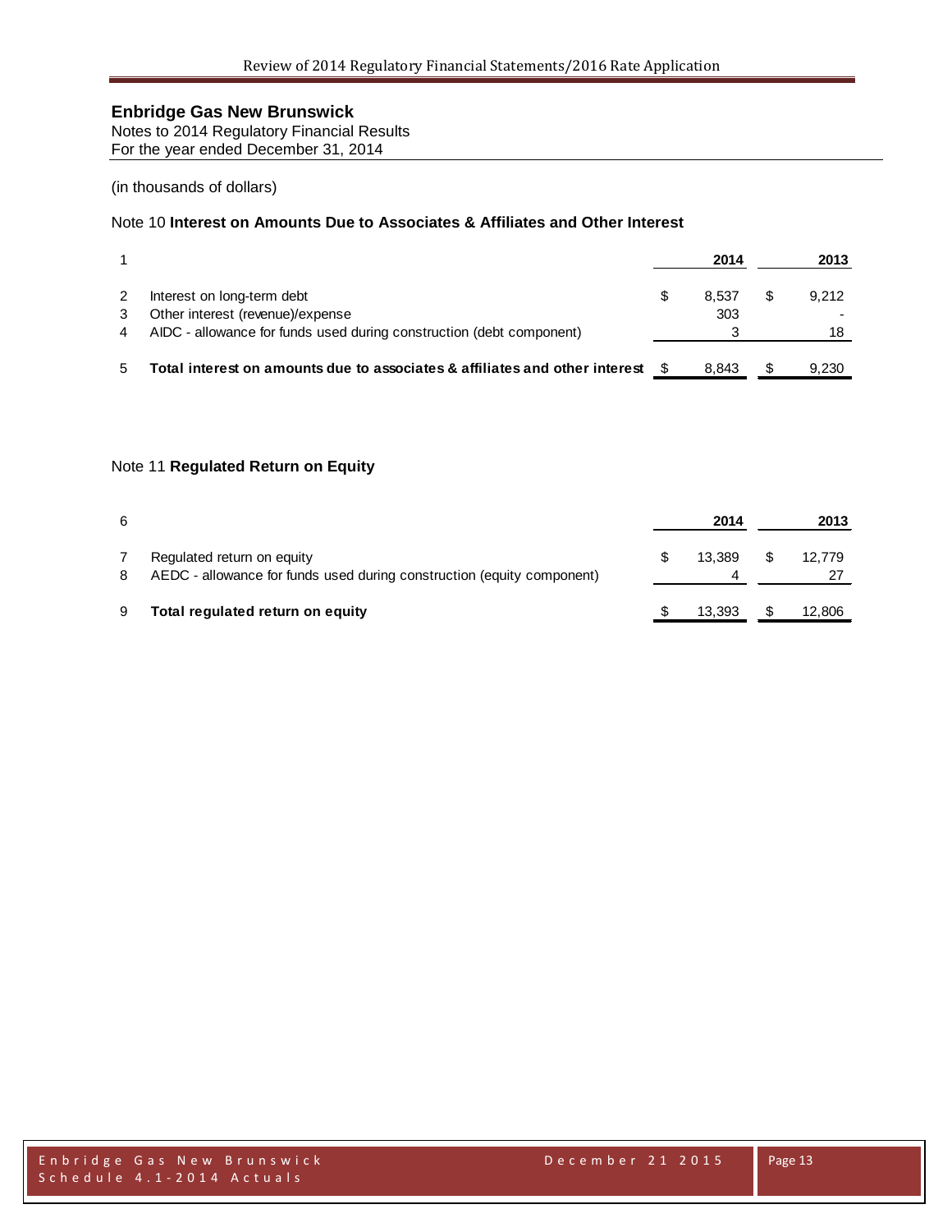**Enbridge Gas New Brunswick**
Notes to 2014 Regulatory Financial Results
For the year ended December 31, 2014

(in thousands of dollars)

Note 10 **Interest on Amounts Due to Associates & Affiliates and Other Interest**

| 1 | | 2014 | 2013 |
|---|---|---|---|
| 2 | Interest on long-term debt | $ 8,537 | $ 9,212 |
| 3 | Other interest (revenue)/expense | 303 | - |
| 4 | AIDC - allowance for funds used during construction (debt component) | 3 | 18 |
| 5 | **Total interest on amounts due to associates & affiliates and other interest** | $ 8,843 | $ 9,230 |

Note 11 **Regulated Return on Equity**

| 6 | | 2014 | 2013 |
|---|---|---|---|
| 7 | Regulated return on equity | $ 13,389 | $ 12,779 |
| 8 | AEDC - allowance for funds used during construction (equity component) | 4 | 27 |
| 9 | **Total regulated return on equity** | $ 13,393 | $ 12,806 |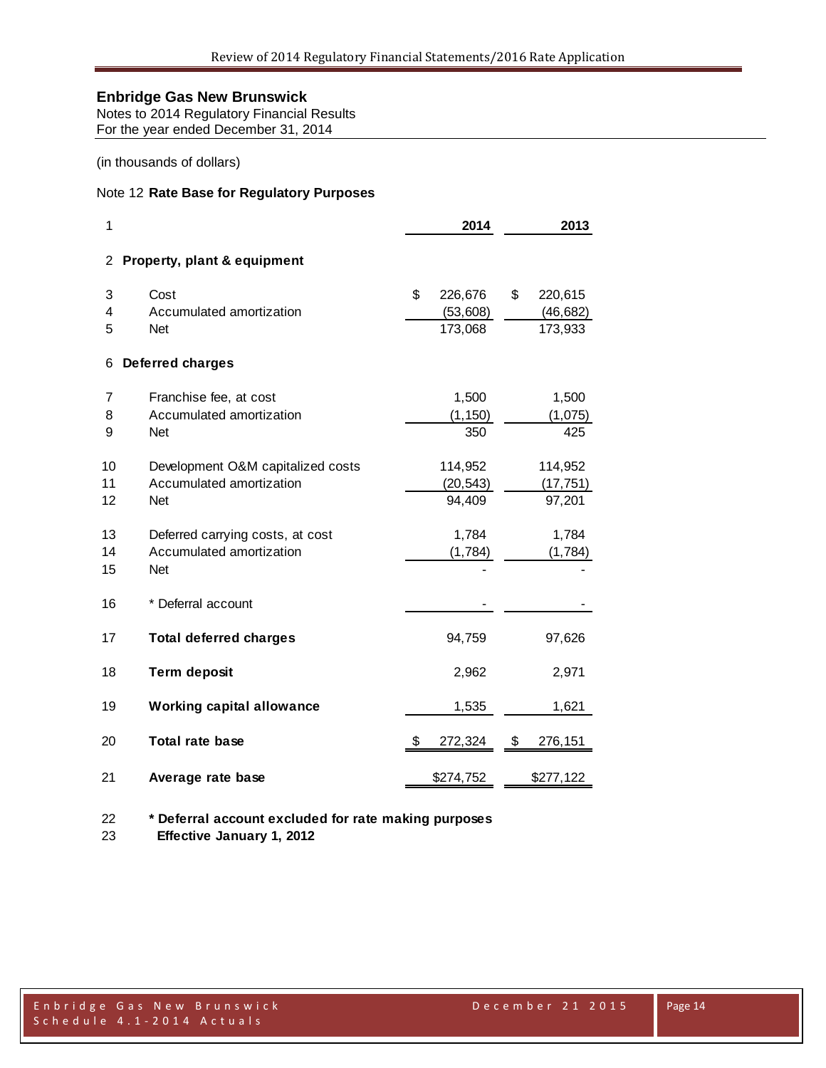**Enbridge Gas New Brunswick**
Notes to 2014 Regulatory Financial Results
For the year ended December 31, 2014

(in thousands of dollars)

Note 12 **Rate Base for Regulatory Purposes**

| 1 | | 2014 | 2013 |
|---|---|---|---|
| 2 | **Property, plant & equipment** | | |
| 3 | Cost | $ 226,676 | $ 220,615 |
| 4 | Accumulated amortization | (53,608) | (46,682) |
| 5 | Net | 173,068 | 173,933 |
| 6 | **Deferred charges** | | |
| 7 | Franchise fee, at cost | 1,500 | 1,500 |
| 8 | Accumulated amortization | (1,150) | (1,075) |
| 9 | Net | 350 | 425 |
| 10 | Development O&M capitalized costs | 114,952 | 114,952 |
| 11 | Accumulated amortization | (20,543) | (17,751) |
| 12 | Net | 94,409 | 97,201 |
| 13 | Deferred carrying costs, at cost | 1,784 | 1,784 |
| 14 | Accumulated amortization | (1,784) | (1,784) |
| 15 | Net | - | - |
| 16 | * Deferral account | - | - |
| 17 | **Total deferred charges** | 94,759 | 97,626 |
| 18 | **Term deposit** | 2,962 | 2,971 |
| 19 | **Working capital allowance** | 1,535 | 1,621 |
| 20 | **Total rate base** | $ 272,324 | $ 276,151 |
| 21 | **Average rate base** | $274,752 | $277,122 |

22 **\* Deferral account excluded for rate making purposes**
23 **Effective January 1, 2012**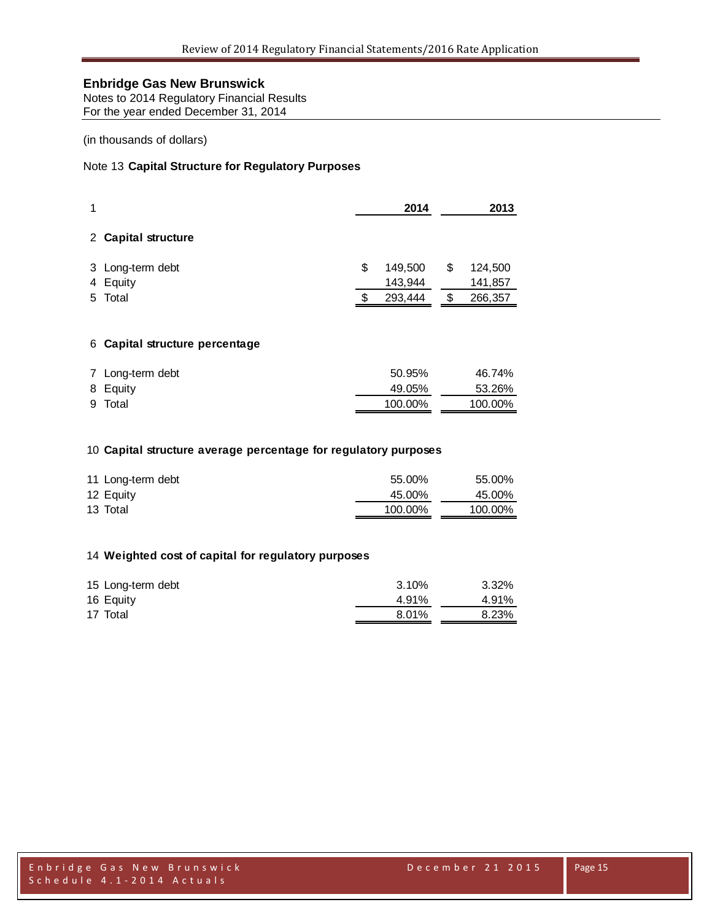**Enbridge Gas New Brunswick**
Notes to 2014 Regulatory Financial Results
For the year ended December 31, 2014

(in thousands of dollars)

Note 13 **Capital Structure for Regulatory Purposes**

| | | 2014 | 2013 |
|---|---|---|---|
| 1 | | | |
| 2 | **Capital structure** | | |
| 3 | Long-term debt | $ 149,500 | $ 124,500 |
| 4 | Equity | 143,944 | 141,857 |
| 5 | Total | $ 293,444 | $ 266,357 |
| 6 | **Capital structure percentage** | | |
| 7 | Long-term debt | 50.95% | 46.74% |
| 8 | Equity | 49.05% | 53.26% |
| 9 | Total | 100.00% | 100.00% |
| 10 | **Capital structure average percentage for regulatory purposes** | | |
| 11 | Long-term debt | 55.00% | 55.00% |
| 12 | Equity | 45.00% | 45.00% |
| 13 | Total | 100.00% | 100.00% |
| 14 | **Weighted cost of capital for regulatory purposes** | | |
| 15 | Long-term debt | 3.10% | 3.32% |
| 16 | Equity | 4.91% | 4.91% |
| 17 | Total | 8.01% | 8.23% |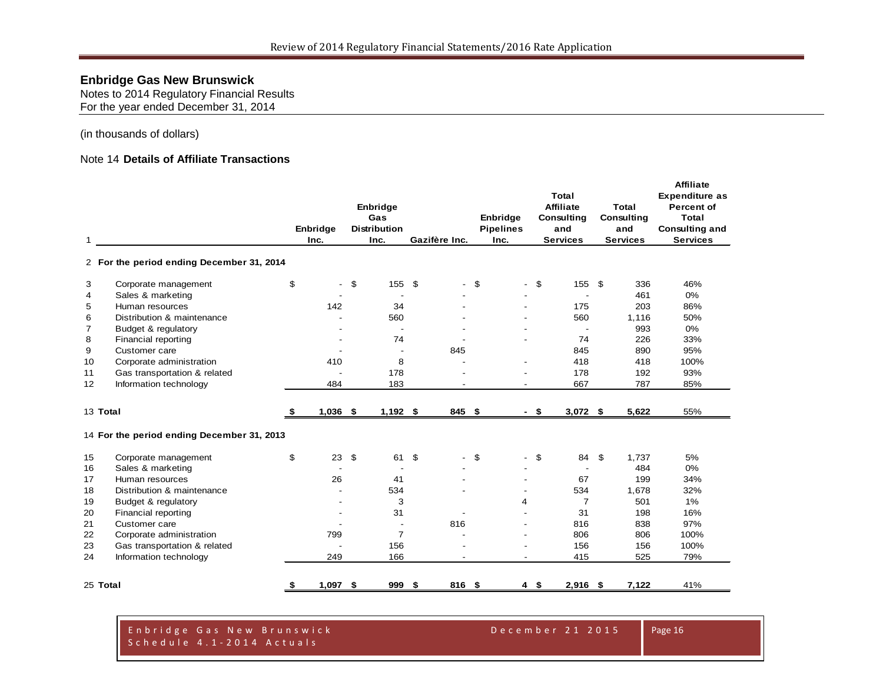**Enbridge Gas New Brunswick**
Notes to 2014 Regulatory Financial Results
For the year ended December 31, 2014

(in thousands of dollars)

Note 14 **Details of Affiliate Transactions**

| 1 | | Enbridge Inc. | Enbridge Gas Distribution Inc. | Gazifère Inc. | Enbridge Pipelines Inc. | Total Affiliate Consulting and Services | Total Consulting and Services | Affiliate Expenditure as Percent of Total Consulting and Services |
|---|---|---|---|---|---|---|---|---|
| 2 | **For the period ending December 31, 2014** | | | | | | | |
| 3 | Corporate management | $ - | $ 155 | $ - | $ - | $ 155 | $ 336 | 46% |
| 4 | Sales & marketing | - | - | - | - | - | 461 | 0% |
| 5 | Human resources | 142 | 34 | - | - | 175 | 203 | 86% |
| 6 | Distribution & maintenance | - | 560 | - | - | 560 | 1,116 | 50% |
| 7 | Budget & regulatory | - | - | - | - | - | 993 | 0% |
| 8 | Financial reporting | - | 74 | - | - | 74 | 226 | 33% |
| 9 | Customer care | - | - | 845 | | 845 | 890 | 95% |
| 10 | Corporate administration | 410 | 8 | - | - | 418 | 418 | 100% |
| 11 | Gas transportation & related | - | 178 | - | - | 178 | 192 | 93% |
| 12 | Information technology | 484 | 183 | - | - | 667 | 787 | 85% |
| 13 | **Total** | **$ 1,036** | **$ 1,192** | **$ 845** | **$ -** | **$ 3,072** | **$ 5,622** | 55% |
| 14 | **For the period ending December 31, 2013** | | | | | | | |
| 15 | Corporate management | $ 23 | $ 61 | $ - | $ - | $ 84 | $ 1,737 | 5% |
| 16 | Sales & marketing | - | - | - | - | - | 484 | 0% |
| 17 | Human resources | 26 | 41 | - | - | 67 | 199 | 34% |
| 18 | Distribution & maintenance | - | 534 | - | - | 534 | 1,678 | 32% |
| 19 | Budget & regulatory | - | 3 | | 4 | 7 | 501 | 1% |
| 20 | Financial reporting | - | 31 | - | - | 31 | 198 | 16% |
| 21 | Customer care | - | - | 816 | - | 816 | 838 | 97% |
| 22 | Corporate administration | 799 | 7 | - | - | 806 | 806 | 100% |
| 23 | Gas transportation & related | - | 156 | - | - | 156 | 156 | 100% |
| 24 | Information technology | 249 | 166 | - | - | 415 | 525 | 79% |
| 25 | **Total** | **$ 1,097** | **$ 999** | **$ 816** | **$ 4** | **$ 2,916** | **$ 7,122** | 41% |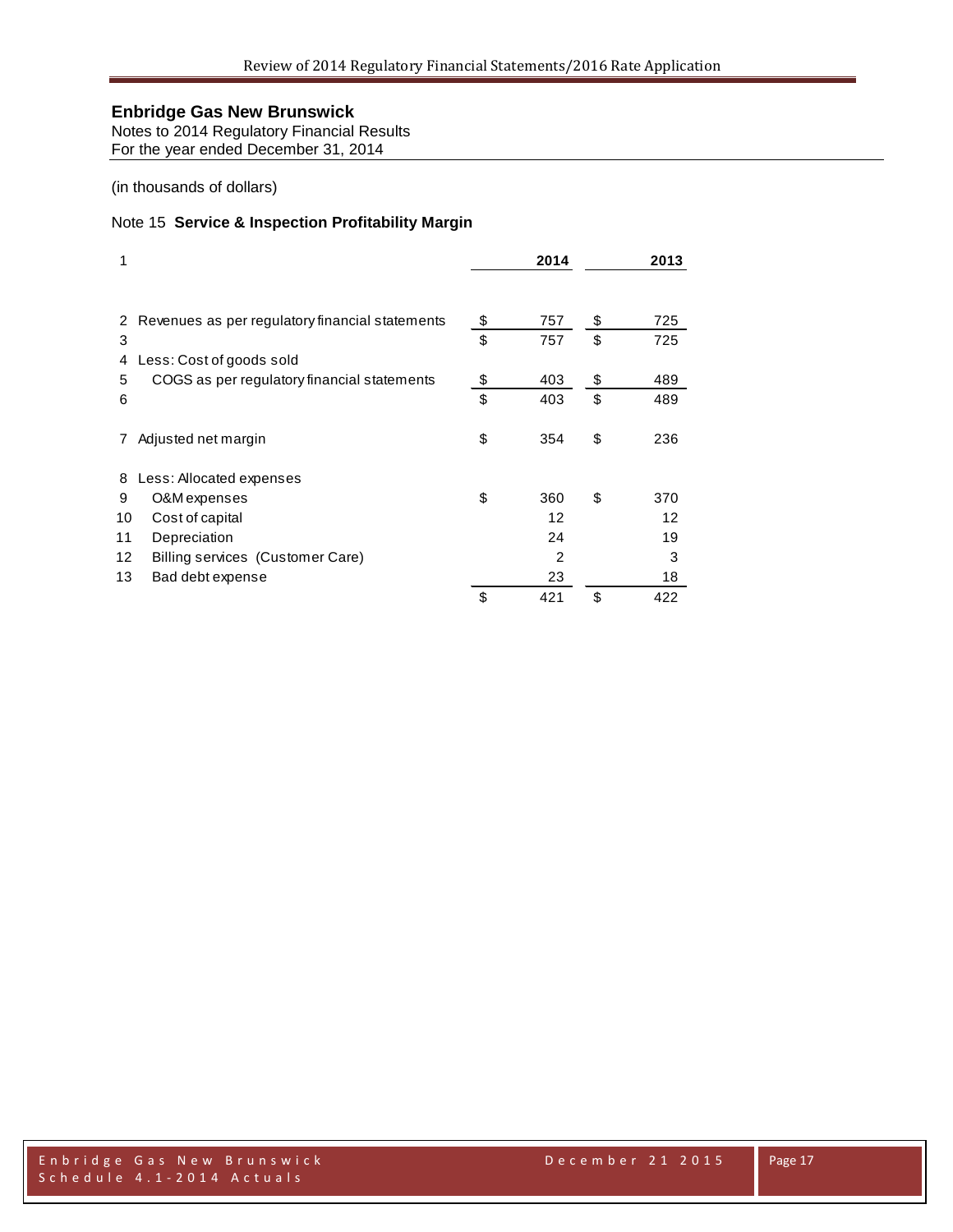**Enbridge Gas New Brunswick**
Notes to 2014 Regulatory Financial Results
For the year ended December 31, 2014

(in thousands of dollars)

Note 15 **Service & Inspection Profitability Margin**

| 1 | | | 2014 | | 2013 |
|---|---|---|---|---|---|
| 2 | Revenues as per regulatory financial statements | $ | 757 | $ | 725 |
| 3 | | $ | 757 | $ | 725 |
| 4 | Less: Cost of goods sold | | | | |
| 5 | COGS as per regulatory financial statements | $ | 403 | $ | 489 |
| 6 | | $ | 403 | $ | 489 |
| 7 | Adjusted net margin | $ | 354 | $ | 236 |
| 8 | Less: Allocated expenses | | | | |
| 9 | O&M expenses | $ | 360 | $ | 370 |
| 10 | Cost of capital | | 12 | | 12 |
| 11 | Depreciation | | 24 | | 19 |
| 12 | Billing services (Customer Care) | | 2 | | 3 |
| 13 | Bad debt expense | | 23 | | 18 |
| | | $ | 421 | $ | 422 |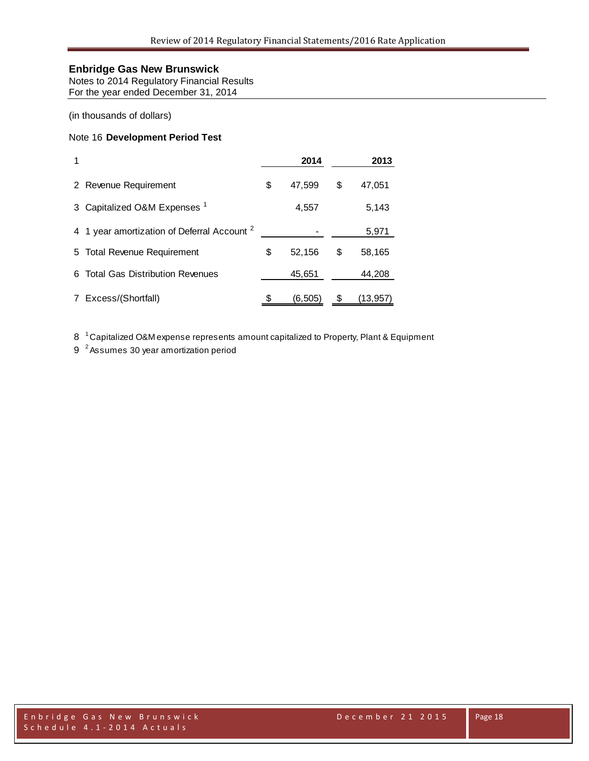**Enbridge Gas New Brunswick**
Notes to 2014 Regulatory Financial Results
For the year ended December 31, 2014

(in thousands of dollars)

Note 16 **Development Period Test**

| 1 | | 2014 | 2013 |
|---|---|---|---|
| 2 | Revenue Requirement | $ 47,599 | $ 47,051 |
| 3 | Capitalized O&M Expenses [1] | 4,557 | 5,143 |
| 4 | 1 year amortization of Deferral Account [2] | - | 5,971 |
| 5 | Total Revenue Requirement | $ 52,156 | $ 58,165 |
| 6 | Total Gas Distribution Revenues | 45,651 | 44,208 |
| 7 | Excess/(Shortfall) | $ (6,505) | $ (13,957) |

8 [1] Capitalized O&M expense represents amount capitalized to Property, Plant & Equipment

9 [2] Assumes 30 year amortization period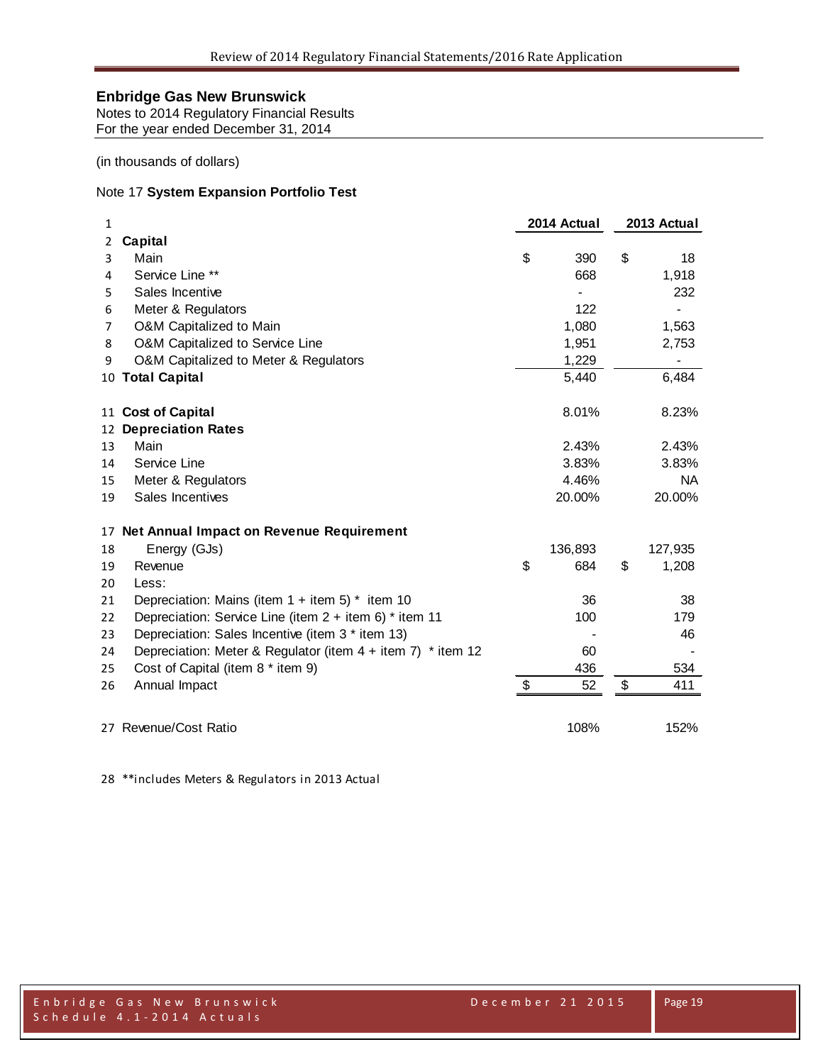# Enbridge Gas New Brunswick

Notes to 2014 Regulatory Financial Results
For the year ended December 31, 2014

(in thousands of dollars)

Note 17 **System Expansion Portfolio Test**

| | | 2014 Actual | 2013 Actual |
|---|---|---|---|
| 1 | | **2014 Actual** | **2013 Actual** |
| 2 | **Capital** | | |
| 3 | Main | $ 390 | $ 18 |
| 4 | Service Line ** | 668 | 1,918 |
| 5 | Sales Incentive | - | 232 |
| 6 | Meter & Regulators | 122 | - |
| 7 | O&M Capitalized to Main | 1,080 | 1,563 |
| 8 | O&M Capitalized to Service Line | 1,951 | 2,753 |
| 9 | O&M Capitalized to Meter & Regulators | 1,229 | - |
| 10 | **Total Capital** | 5,440 | 6,484 |
| | | | |
| 11 | **Cost of Capital** | 8.01% | 8.23% |
| 12 | **Depreciation Rates** | | |
| 13 | Main | 2.43% | 2.43% |
| 14 | Service Line | 3.83% | 3.83% |
| 15 | Meter & Regulators | 4.46% | NA |
| 19 | Sales Incentives | 20.00% | 20.00% |
| | | | |
| 17 | **Net Annual Impact on Revenue Requirement** | | |
| 18 | Energy (GJs) | 136,893 | 127,935 |
| 19 | Revenue | $ 684 | $ 1,208 |
| 20 | Less: | | |
| 21 | Depreciation: Mains (item 1 + item 5) * item 10 | 36 | 38 |
| 22 | Depreciation: Service Line (item 2 + item 6) * item 11 | 100 | 179 |
| 23 | Depreciation: Sales Incentive (item 3 * item 13) | - | 46 |
| 24 | Depreciation: Meter & Regulator (item 4 + item 7) * item 12 | 60 | - |
| 25 | Cost of Capital (item 8 * item 9) | 436 | 534 |
| 26 | Annual Impact | $ 52 | $ 411 |
| | | | |
| 27 | Revenue/Cost Ratio | 108% | 152% |

28 **includes Meters & Regulators in 2013 Actual